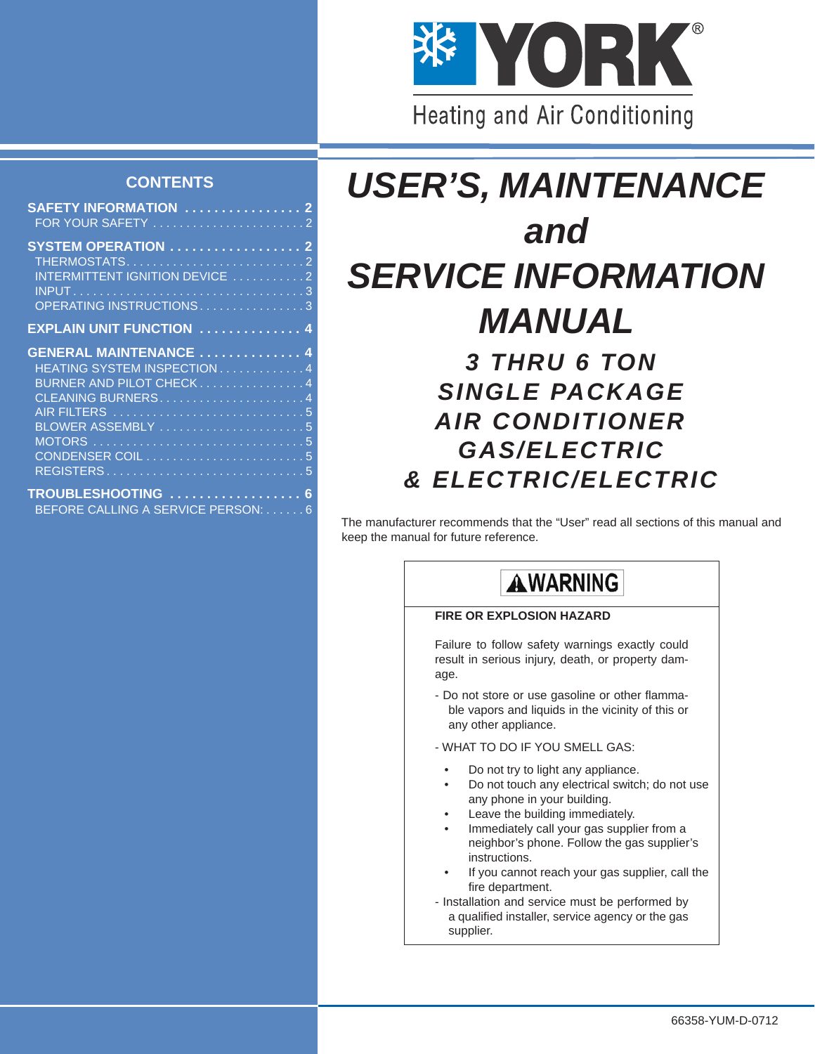YORK®

Heating and Air Conditioning

## CONTENTS

**SAFETY INFORMATION . . . . . . . . . . . . . . . . 2**
FOR YOUR SAFETY . . . . . . . . . . . . . . . . . . . . . . 2

**SYSTEM OPERATION . . . . . . . . . . . . . . . . . 2**
THERMOSTATS . . . . . . . . . . . . . . . . . . . . . . . . . . 2
INTERMITTENT IGNITION DEVICE . . . . . . . . . . . 2
INPUT . . . . . . . . . . . . . . . . . . . . . . . . . . . . . . . . . . 3
OPERATING INSTRUCTIONS . . . . . . . . . . . . . . . . 3

**EXPLAIN UNIT FUNCTION . . . . . . . . . . . . . 4**

**GENERAL MAINTENANCE . . . . . . . . . . . . . . 4**
HEATING SYSTEM INSPECTION . . . . . . . . . . . . . 4
BURNER AND PILOT CHECK . . . . . . . . . . . . . . . . 4
CLEANING BURNERS . . . . . . . . . . . . . . . . . . . . . . 4
AIR FILTERS . . . . . . . . . . . . . . . . . . . . . . . . . . . . 5
BLOWER ASSEMBLY . . . . . . . . . . . . . . . . . . . . . . 5
MOTORS . . . . . . . . . . . . . . . . . . . . . . . . . . . . . . . 5
CONDENSER COIL . . . . . . . . . . . . . . . . . . . . . . . . 5
REGISTERS . . . . . . . . . . . . . . . . . . . . . . . . . . . . . 5

**TROUBLESHOOTING . . . . . . . . . . . . . . . . . 6**
BEFORE CALLING A SERVICE PERSON: . . . . . . 6

# *USER'S, MAINTENANCE and SERVICE INFORMATION MANUAL*

## *3 THRU 6 TON SINGLE PACKAGE AIR CONDITIONER GAS/ELECTRIC & ELECTRIC/ELECTRIC*

The manufacturer recommends that the "User" read all sections of this manual and keep the manual for future reference.

**⚠WARNING**

**FIRE OR EXPLOSION HAZARD**

Failure to follow safety warnings exactly could result in serious injury, death, or property damage.

- Do not store or use gasoline or other flammable vapors and liquids in the vicinity of this or any other appliance.
- WHAT TO DO IF YOU SMELL GAS:
  - Do not try to light any appliance.
  - Do not touch any electrical switch; do not use any phone in your building.
  - Leave the building immediately.
  - Immediately call your gas supplier from a neighbor's phone. Follow the gas supplier's instructions.
  - If you cannot reach your gas supplier, call the fire department.
- Installation and service must be performed by a qualified installer, service agency or the gas supplier.

66358-YUM-D-0712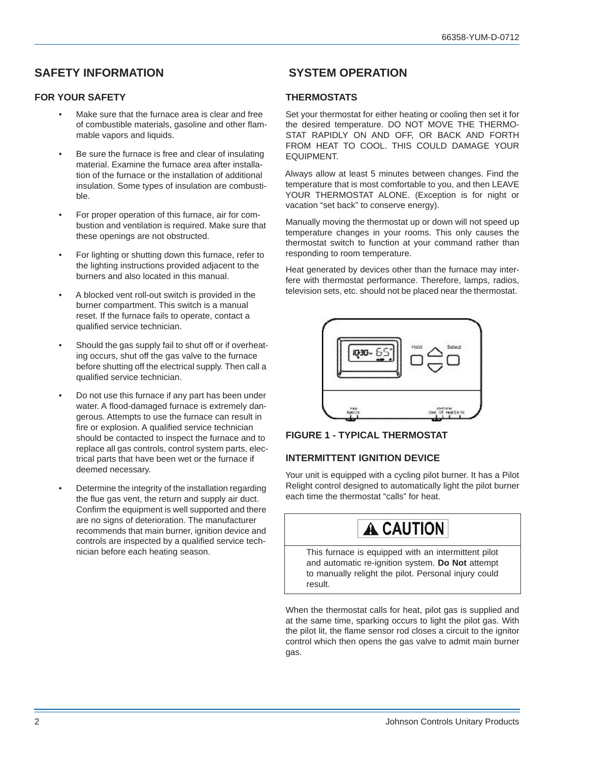## SAFETY INFORMATION

### FOR YOUR SAFETY

- Make sure that the furnace area is clear and free of combustible materials, gasoline and other flammable vapors and liquids.
- Be sure the furnace is free and clear of insulating material. Examine the furnace area after installation of the furnace or the installation of additional insulation. Some types of insulation are combustible.
- For proper operation of this furnace, air for combustion and ventilation is required. Make sure that these openings are not obstructed.
- For lighting or shutting down this furnace, refer to the lighting instructions provided adjacent to the burners and also located in this manual.
- A blocked vent roll-out switch is provided in the burner compartment. This switch is a manual reset. If the furnace fails to operate, contact a qualified service technician.
- Should the gas supply fail to shut off or if overheating occurs, shut off the gas valve to the furnace before shutting off the electrical supply. Then call a qualified service technician.
- Do not use this furnace if any part has been under water. A flood-damaged furnace is extremely dangerous. Attempts to use the furnace can result in fire or explosion. A qualified service technician should be contacted to inspect the furnace and to replace all gas controls, control system parts, electrical parts that have been wet or the furnace if deemed necessary.
- Determine the integrity of the installation regarding the flue gas vent, the return and supply air duct. Confirm the equipment is well supported and there are no signs of deterioration. The manufacturer recommends that main burner, ignition device and controls are inspected by a qualified service technician before each heating season.

## SYSTEM OPERATION

### THERMOSTATS

Set your thermostat for either heating or cooling then set it for the desired temperature. DO NOT MOVE THE THERMOSTAT RAPIDLY ON AND OFF, OR BACK AND FORTH FROM HEAT TO COOL. THIS COULD DAMAGE YOUR EQUIPMENT.

Always allow at least 5 minutes between changes. Find the temperature that is most comfortable to you, and then LEAVE YOUR THERMOSTAT ALONE. (Exception is for night or vacation "set back" to conserve energy).

Manually moving the thermostat up or down will not speed up temperature changes in your rooms. This only causes the thermostat switch to function at your command rather than responding to room temperature.

Heat generated by devices other than the furnace may interfere with thermostat performance. Therefore, lamps, radios, television sets, etc. should not be placed near the thermostat.

**FIGURE 1 - TYPICAL THERMOSTAT**

### INTERMITTENT IGNITION DEVICE

Your unit is equipped with a cycling pilot burner. It has a Pilot Relight control designed to automatically light the pilot burner each time the thermostat "calls" for heat.

**⚠ CAUTION**

This furnace is equipped with an intermittent pilot and automatic re-ignition system. **Do Not** attempt to manually relight the pilot. Personal injury could result.

When the thermostat calls for heat, pilot gas is supplied and at the same time, sparking occurs to light the pilot gas. With the pilot lit, the flame sensor rod closes a circuit to the ignitor control which then opens the gas valve to admit main burner gas.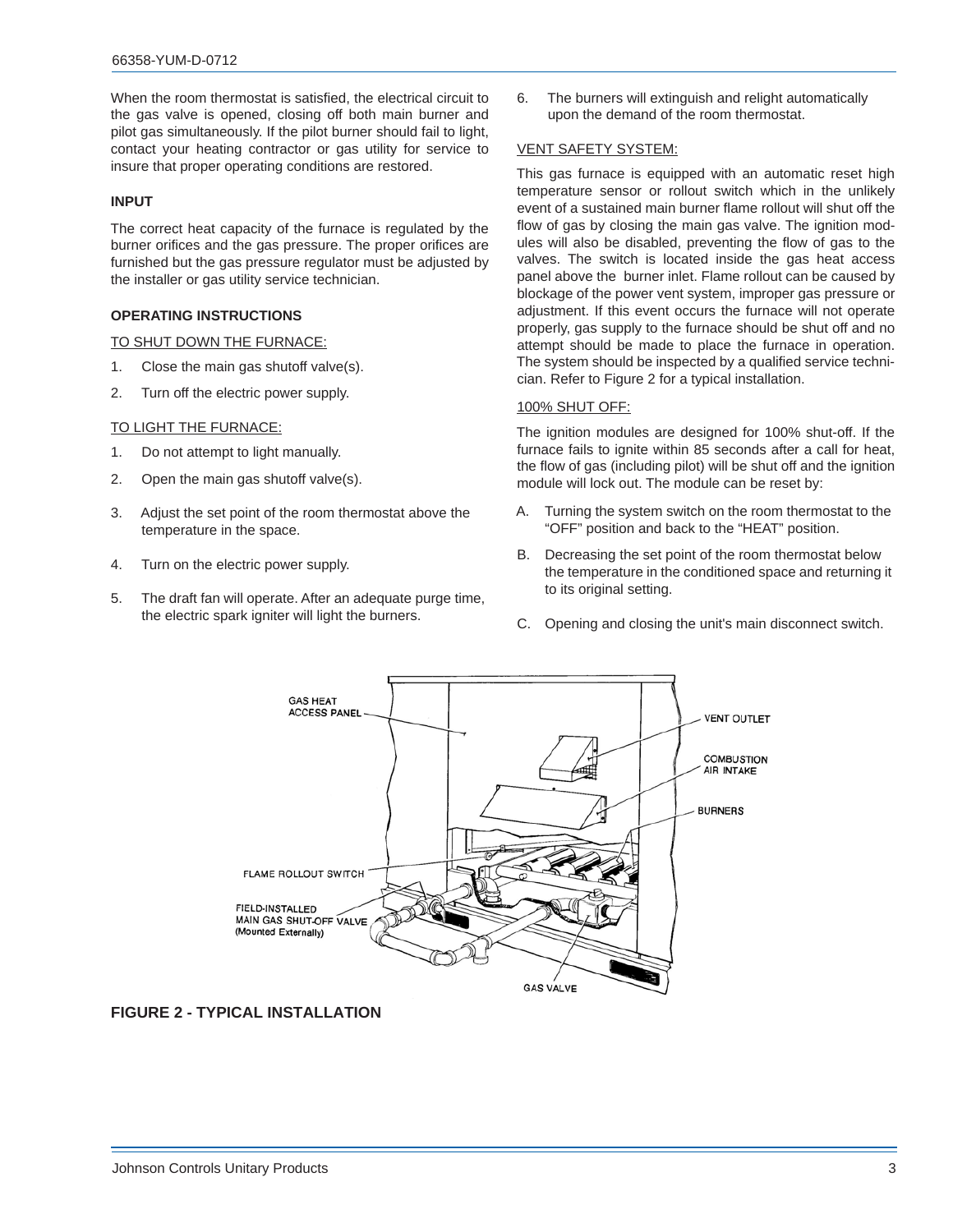When the room thermostat is satisfied, the electrical circuit to the gas valve is opened, closing off both main burner and pilot gas simultaneously. If the pilot burner should fail to light, contact your heating contractor or gas utility for service to insure that proper operating conditions are restored.

**INPUT**

The correct heat capacity of the furnace is regulated by the burner orifices and the gas pressure. The proper orifices are furnished but the gas pressure regulator must be adjusted by the installer or gas utility service technician.

**OPERATING INSTRUCTIONS**

TO SHUT DOWN THE FURNACE:

1. Close the main gas shutoff valve(s).
2. Turn off the electric power supply.

TO LIGHT THE FURNACE:

1. Do not attempt to light manually.
2. Open the main gas shutoff valve(s).
3. Adjust the set point of the room thermostat above the temperature in the space.
4. Turn on the electric power supply.
5. The draft fan will operate. After an adequate purge time, the electric spark igniter will light the burners.
6. The burners will extinguish and relight automatically upon the demand of the room thermostat.

VENT SAFETY SYSTEM:

This gas furnace is equipped with an automatic reset high temperature sensor or rollout switch which in the unlikely event of a sustained main burner flame rollout will shut off the flow of gas by closing the main gas valve. The ignition modules will also be disabled, preventing the flow of gas to the valves. The switch is located inside the gas heat access panel above the burner inlet. Flame rollout can be caused by blockage of the power vent system, improper gas pressure or adjustment. If this event occurs the furnace will not operate properly, gas supply to the furnace should be shut off and no attempt should be made to place the furnace in operation. The system should be inspected by a qualified service technician. Refer to Figure 2 for a typical installation.

100% SHUT OFF:

The ignition modules are designed for 100% shut-off. If the furnace fails to ignite within 85 seconds after a call for heat, the flow of gas (including pilot) will be shut off and the ignition module will lock out. The module can be reset by:

A. Turning the system switch on the room thermostat to the "OFF" position and back to the "HEAT" position.

B. Decreasing the set point of the room thermostat below the temperature in the conditioned space and returning it to its original setting.

C. Opening and closing the unit's main disconnect switch.

GAS HEAT ACCESS PANEL

VENT OUTLET

COMBUSTION AIR INTAKE

BURNERS

FLAME ROLLOUT SWITCH

FIELD-INSTALLED MAIN GAS SHUT-OFF VALVE (Mounted Externally)

GAS VALVE

**FIGURE 2 - TYPICAL INSTALLATION**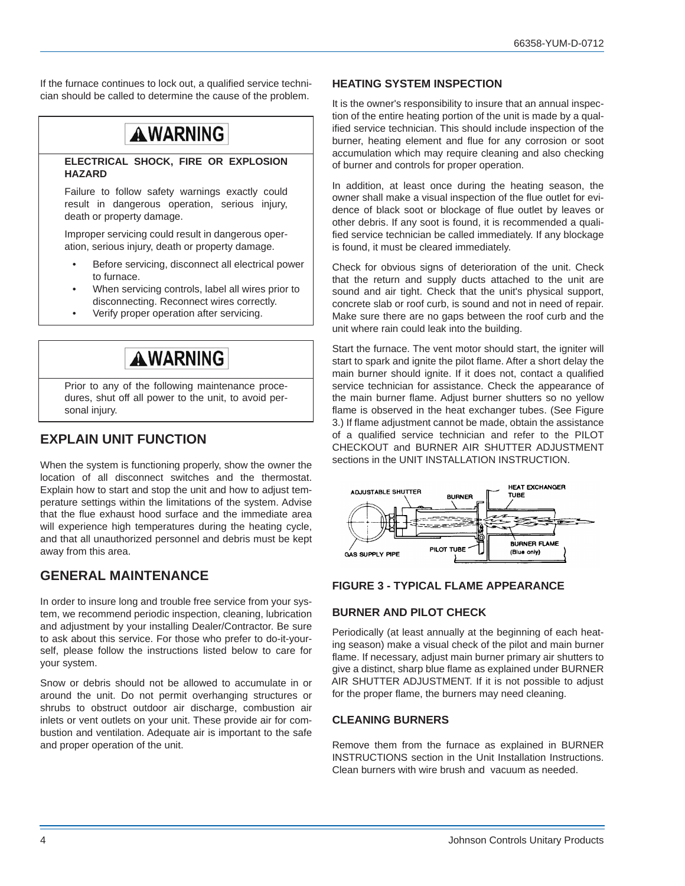If the furnace continues to lock out, a qualified service technician should be called to determine the cause of the problem.

> **⚠WARNING**
>
> **ELECTRICAL SHOCK, FIRE OR EXPLOSION HAZARD**
>
> Failure to follow safety warnings exactly could result in dangerous operation, serious injury, death or property damage.
>
> Improper servicing could result in dangerous operation, serious injury, death or property damage.
>
> - Before servicing, disconnect all electrical power to furnace.
> - When servicing controls, label all wires prior to disconnecting. Reconnect wires correctly.
> - Verify proper operation after servicing.

> **⚠WARNING**
>
> Prior to any of the following maintenance procedures, shut off all power to the unit, to avoid personal injury.

## EXPLAIN UNIT FUNCTION

When the system is functioning properly, show the owner the location of all disconnect switches and the thermostat. Explain how to start and stop the unit and how to adjust temperature settings within the limitations of the system. Advise that the flue exhaust hood surface and the immediate area will experience high temperatures during the heating cycle, and that all unauthorized personnel and debris must be kept away from this area.

## GENERAL MAINTENANCE

In order to insure long and trouble free service from your system, we recommend periodic inspection, cleaning, lubrication and adjustment by your installing Dealer/Contractor. Be sure to ask about this service. For those who prefer to do-it-yourself, please follow the instructions listed below to care for your system.

Snow or debris should not be allowed to accumulate in or around the unit. Do not permit overhanging structures or shrubs to obstruct outdoor air discharge, combustion air inlets or vent outlets on your unit. These provide air for combustion and ventilation. Adequate air is important to the safe and proper operation of the unit.

### HEATING SYSTEM INSPECTION

It is the owner's responsibility to insure that an annual inspection of the entire heating portion of the unit is made by a qualified service technician. This should include inspection of the burner, heating element and flue for any corrosion or soot accumulation which may require cleaning and also checking of burner and controls for proper operation.

In addition, at least once during the heating season, the owner shall make a visual inspection of the flue outlet for evidence of black soot or blockage of flue outlet by leaves or other debris. If any soot is found, it is recommended a qualified service technician be called immediately. If any blockage is found, it must be cleared immediately.

Check for obvious signs of deterioration of the unit. Check that the return and supply ducts attached to the unit are sound and air tight. Check that the unit's physical support, concrete slab or roof curb, is sound and not in need of repair. Make sure there are no gaps between the roof curb and the unit where rain could leak into the building.

Start the furnace. The vent motor should start, the igniter will start to spark and ignite the pilot flame. After a short delay the main burner should ignite. If it does not, contact a qualified service technician for assistance. Check the appearance of the main burner flame. Adjust burner shutters so no yellow flame is observed in the heat exchanger tubes. (See Figure 3.) If flame adjustment cannot be made, obtain the assistance of a qualified service technician and refer to the PILOT CHECKOUT and BURNER AIR SHUTTER ADJUSTMENT sections in the UNIT INSTALLATION INSTRUCTION.

ADJUSTABLE SHUTTER, BURNER, HEAT EXCHANGER TUBE, GAS SUPPLY PIPE, PILOT TUBE, BURNER FLAME (Blue only)

**FIGURE 3 - TYPICAL FLAME APPEARANCE**

### BURNER AND PILOT CHECK

Periodically (at least annually at the beginning of each heating season) make a visual check of the pilot and main burner flame. If necessary, adjust main burner primary air shutters to give a distinct, sharp blue flame as explained under BURNER AIR SHUTTER ADJUSTMENT. If it is not possible to adjust for the proper flame, the burners may need cleaning.

### CLEANING BURNERS

Remove them from the furnace as explained in BURNER INSTRUCTIONS section in the Unit Installation Instructions. Clean burners with wire brush and vacuum as needed.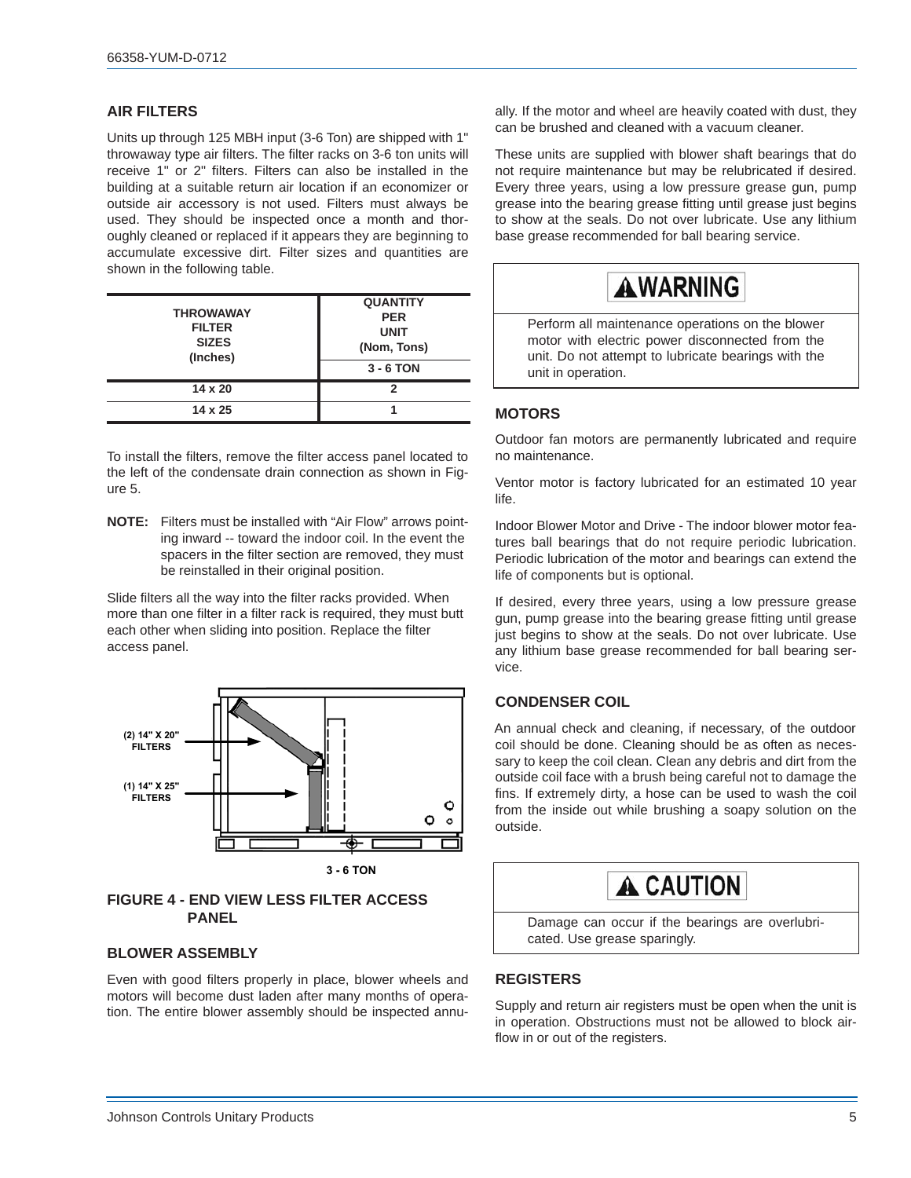## AIR FILTERS

Units up through 125 MBH input (3-6 Ton) are shipped with 1" throwaway type air filters. The filter racks on 3-6 ton units will receive 1" or 2" filters. Filters can also be installed in the building at a suitable return air location if an economizer or outside air accessory is not used. Filters must always be used. They should be inspected once a month and thoroughly cleaned or replaced if it appears they are beginning to accumulate excessive dirt. Filter sizes and quantities are shown in the following table.

| THROWAWAY FILTER SIZES (Inches) | QUANTITY PER UNIT (Nom, Tons) |
|---|---|
| | 3 - 6 TON |
| 14 x 20 | 2 |
| 14 x 25 | 1 |

To install the filters, remove the filter access panel located to the left of the condensate drain connection as shown in Figure 5.

**NOTE:** Filters must be installed with "Air Flow" arrows pointing inward -- toward the indoor coil. In the event the spacers in the filter section are removed, they must be reinstalled in their original position.

Slide filters all the way into the filter racks provided. When more than one filter in a filter rack is required, they must butt each other when sliding into position. Replace the filter access panel.

(2) 14" X 20" FILTERS

(1) 14" X 25" FILTERS

3 - 6 TON

**FIGURE 4 - END VIEW LESS FILTER ACCESS PANEL**

## BLOWER ASSEMBLY

Even with good filters properly in place, blower wheels and motors will become dust laden after many months of operation. The entire blower assembly should be inspected annually. If the motor and wheel are heavily coated with dust, they can be brushed and cleaned with a vacuum cleaner.

These units are supplied with blower shaft bearings that do not require maintenance but may be relubricated if desired. Every three years, using a low pressure grease gun, pump grease into the bearing grease fitting until grease just begins to show at the seals. Do not over lubricate. Use any lithium base grease recommended for ball bearing service.

**⚠WARNING**

Perform all maintenance operations on the blower motor with electric power disconnected from the unit. Do not attempt to lubricate bearings with the unit in operation.

## MOTORS

Outdoor fan motors are permanently lubricated and require no maintenance.

Ventor motor is factory lubricated for an estimated 10 year life.

Indoor Blower Motor and Drive - The indoor blower motor features ball bearings that do not require periodic lubrication. Periodic lubrication of the motor and bearings can extend the life of components but is optional.

If desired, every three years, using a low pressure grease gun, pump grease into the bearing grease fitting until grease just begins to show at the seals. Do not over lubricate. Use any lithium base grease recommended for ball bearing service.

## CONDENSER COIL

An annual check and cleaning, if necessary, of the outdoor coil should be done. Cleaning should be as often as necessary to keep the coil clean. Clean any debris and dirt from the outside coil face with a brush being careful not to damage the fins. If extremely dirty, a hose can be used to wash the coil from the inside out while brushing a soapy solution on the outside.

**⚠ CAUTION**

Damage can occur if the bearings are overlubricated. Use grease sparingly.

## REGISTERS

Supply and return air registers must be open when the unit is in operation. Obstructions must not be allowed to block airflow in or out of the registers.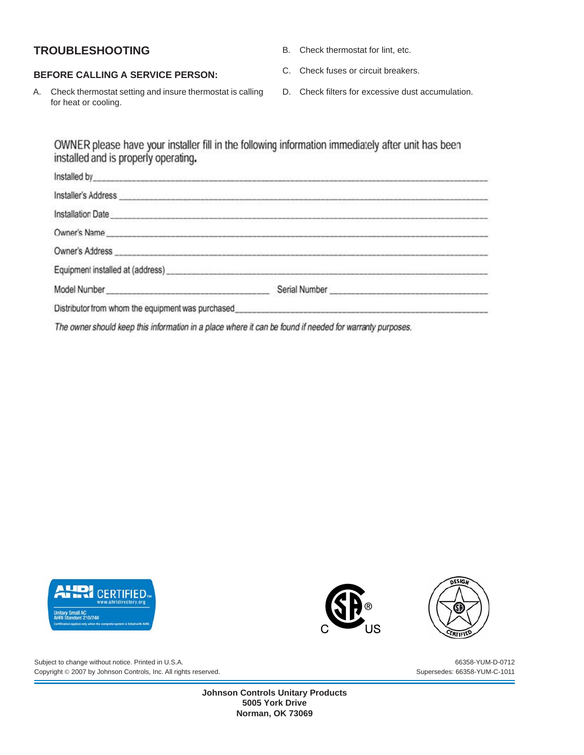## TROUBLESHOOTING

### BEFORE CALLING A SERVICE PERSON:

A. Check thermostat setting and insure thermostat is calling for heat or cooling.

B. Check thermostat for lint, etc.

C. Check fuses or circuit breakers.

D. Check filters for excessive dust accumulation.

OWNER please have your installer fill in the following information immediately after unit has been installed and is properly operating.

Installed by ______________________________

Installer's Address ______________________________

Installation Date ______________________________

Owner's Name ______________________________

Owner's Address ______________________________

Equipment installed at (address) ______________________________

Model Number ______________________________ Serial Number ______________________________

Distributor from whom the equipment was purchased ______________________________

*The owner should keep this information in a place where it can be found if needed for warranty purposes.*

AHRI CERTIFIED™ www.ahridirectory.org
Unitary Small AC
AHRI Standard 210/240
Certification applies only when the complete system is listed with AHRI.

C US

DESIGN CERTIFIED

Subject to change without notice. Printed in U.S.A.
Copyright © 2007 by Johnson Controls, Inc. All rights reserved.

66358-YUM-D-0712
Supersedes: 66358-YUM-C-1011

**Johnson Controls Unitary Products**
**5005 York Drive**
**Norman, OK 73069**